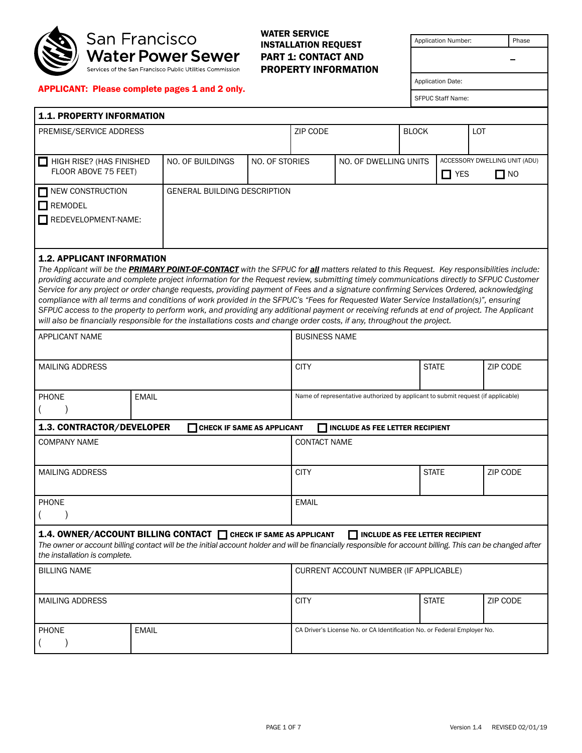San Francisco Water Power Sewer
Services of the San Francisco Public Utilities Commission

**WATER SERVICE INSTALLATION REQUEST PART 1: CONTACT AND PROPERTY INFORMATION**

| Application Number: | Phase |
| --- | --- |
| – | |
| Application Date: | |
| SFPUC Staff Name: | |

**APPLICANT: Please complete pages 1 and 2 only.**

## 1.1. PROPERTY INFORMATION

| PREMISE/SERVICE ADDRESS | ZIP CODE | BLOCK | LOT |
| --- | --- | --- | --- |
| | | | |

| ☐ HIGH RISE? (HAS FINISHED FLOOR ABOVE 75 FEET) | NO. OF BUILDINGS | NO. OF STORIES | NO. OF DWELLING UNITS | ACCESSORY DWELLING UNIT (ADU) ☐ YES ☐ NO |
| --- | --- | --- | --- | --- |

| ☐ NEW CONSTRUCTION<br>☐ REMODEL<br>☐ REDEVELOPMENT-NAME: | GENERAL BUILDING DESCRIPTION |
| --- | --- |

## 1.2. APPLICANT INFORMATION

*The Applicant will be the **PRIMARY POINT-OF-CONTACT** with the SFPUC for **all** matters related to this Request. Key responsibilities include: providing accurate and complete project information for the Request review, submitting timely communications directly to SFPUC Customer Service for any project or order change requests, providing payment of Fees and a signature confirming Services Ordered, acknowledging compliance with all terms and conditions of work provided in the SFPUC's "Fees for Requested Water Service Installation(s)", ensuring SFPUC access to the property to perform work, and providing any additional payment or receiving refunds at end of project. The Applicant will also be financially responsible for the installations costs and change order costs, if any, throughout the project.*

| APPLICANT NAME | | BUSINESS NAME | | |
| --- | --- | --- | --- | --- |
| MAILING ADDRESS | | CITY | STATE | ZIP CODE |
| PHONE ( ) | EMAIL | Name of representative authorized by applicant to submit request (if applicable) | | |

## 1.3. CONTRACTOR/DEVELOPER

☐ **CHECK IF SAME AS APPLICANT** ☐ **INCLUDE AS FEE LETTER RECIPIENT**

| COMPANY NAME | CONTACT NAME | | |
| --- | --- | --- | --- |
| MAILING ADDRESS | CITY | STATE | ZIP CODE |
| PHONE ( ) | EMAIL | | |

## 1.4. OWNER/ACCOUNT BILLING CONTACT

☐ **CHECK IF SAME AS APPLICANT** ☐ **INCLUDE AS FEE LETTER RECIPIENT**

*The owner or account billing contact will be the initial account holder and will be financially responsible for account billing. This can be changed after the installation is complete.*

| BILLING NAME | | CURRENT ACCOUNT NUMBER (IF APPLICABLE) | | |
| --- | --- | --- | --- | --- |
| MAILING ADDRESS | | CITY | STATE | ZIP CODE |
| PHONE ( ) | EMAIL | CA Driver's License No. or CA Identification No. or Federal Employer No. | | |

Version 1.4 REVISED 02/01/19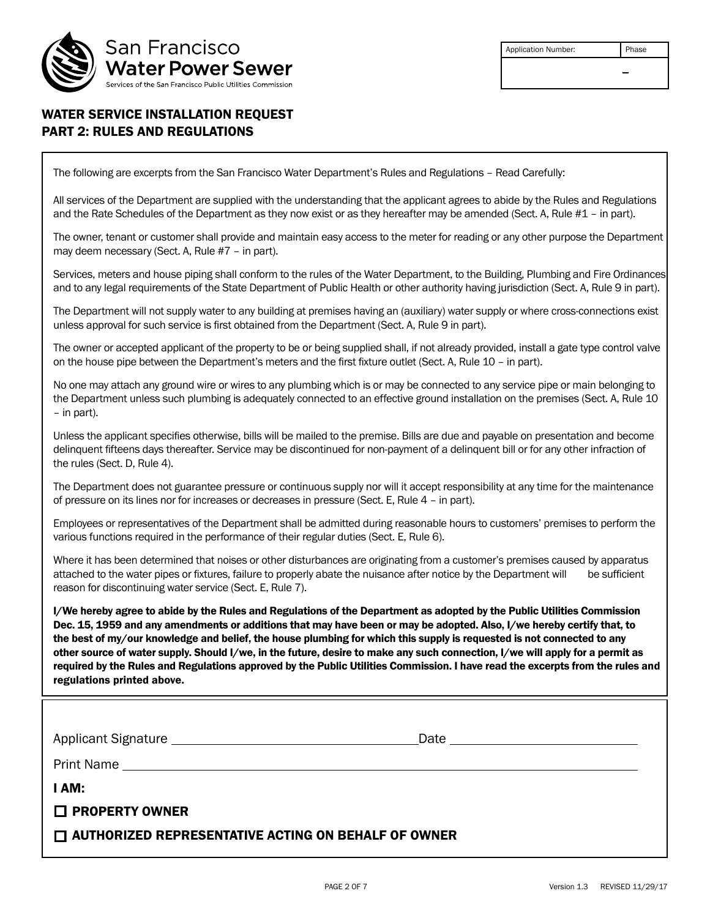San Francisco Water Power Sewer

Services of the San Francisco Public Utilities Commission

| Application Number: | Phase |
| --- | --- |
| | – |

## WATER SERVICE INSTALLATION REQUEST
## PART 2: RULES AND REGULATIONS

The following are excerpts from the San Francisco Water Department's Rules and Regulations – Read Carefully:

All services of the Department are supplied with the understanding that the applicant agrees to abide by the Rules and Regulations and the Rate Schedules of the Department as they now exist or as they hereafter may be amended (Sect. A, Rule #1 – in part).

The owner, tenant or customer shall provide and maintain easy access to the meter for reading or any other purpose the Department may deem necessary (Sect. A, Rule #7 – in part).

Services, meters and house piping shall conform to the rules of the Water Department, to the Building, Plumbing and Fire Ordinances and to any legal requirements of the State Department of Public Health or other authority having jurisdiction (Sect. A, Rule 9 in part).

The Department will not supply water to any building at premises having an (auxiliary) water supply or where cross-connections exist unless approval for such service is first obtained from the Department (Sect. A, Rule 9 in part).

The owner or accepted applicant of the property to be or being supplied shall, if not already provided, install a gate type control valve on the house pipe between the Department's meters and the first fixture outlet (Sect. A, Rule 10 – in part).

No one may attach any ground wire or wires to any plumbing which is or may be connected to any service pipe or main belonging to the Department unless such plumbing is adequately connected to an effective ground installation on the premises (Sect. A, Rule 10 – in part).

Unless the applicant specifies otherwise, bills will be mailed to the premise. Bills are due and payable on presentation and become delinquent fifteens days thereafter. Service may be discontinued for non-payment of a delinquent bill or for any other infraction of the rules (Sect. D, Rule 4).

The Department does not guarantee pressure or continuous supply nor will it accept responsibility at any time for the maintenance of pressure on its lines nor for increases or decreases in pressure (Sect. E, Rule 4 – in part).

Employees or representatives of the Department shall be admitted during reasonable hours to customers' premises to perform the various functions required in the performance of their regular duties (Sect. E, Rule 6).

Where it has been determined that noises or other disturbances are originating from a customer's premises caused by apparatus attached to the water pipes or fixtures, failure to properly abate the nuisance after notice by the Department will be sufficient reason for discontinuing water service (Sect. E, Rule 7).

**I/We hereby agree to abide by the Rules and Regulations of the Department as adopted by the Public Utilities Commission Dec. 15, 1959 and any amendments or additions that may have been or may be adopted. Also, I/we hereby certify that, to the best of my/our knowledge and belief, the house plumbing for which this supply is requested is not connected to any other source of water supply. Should I/we, in the future, desire to make any such connection, I/we will apply for a permit as required by the Rules and Regulations approved by the Public Utilities Commission. I have read the excerpts from the rules and regulations printed above.**

Applicant Signature \_\_\_\_\_\_\_\_\_\_\_\_\_\_\_\_\_\_\_\_\_\_\_\_\_\_\_\_ Date \_\_\_\_\_\_\_\_\_\_\_\_\_\_\_\_\_\_\_\_

Print Name \_\_\_\_\_\_\_\_\_\_\_\_\_\_\_\_\_\_\_\_\_\_\_\_\_\_\_\_\_\_\_\_\_\_\_\_\_\_\_\_\_\_\_\_\_\_\_\_

**I AM:**

☐ **PROPERTY OWNER**

☐ **AUTHORIZED REPRESENTATIVE ACTING ON BEHALF OF OWNER**

Version 1.3 REVISED 11/29/17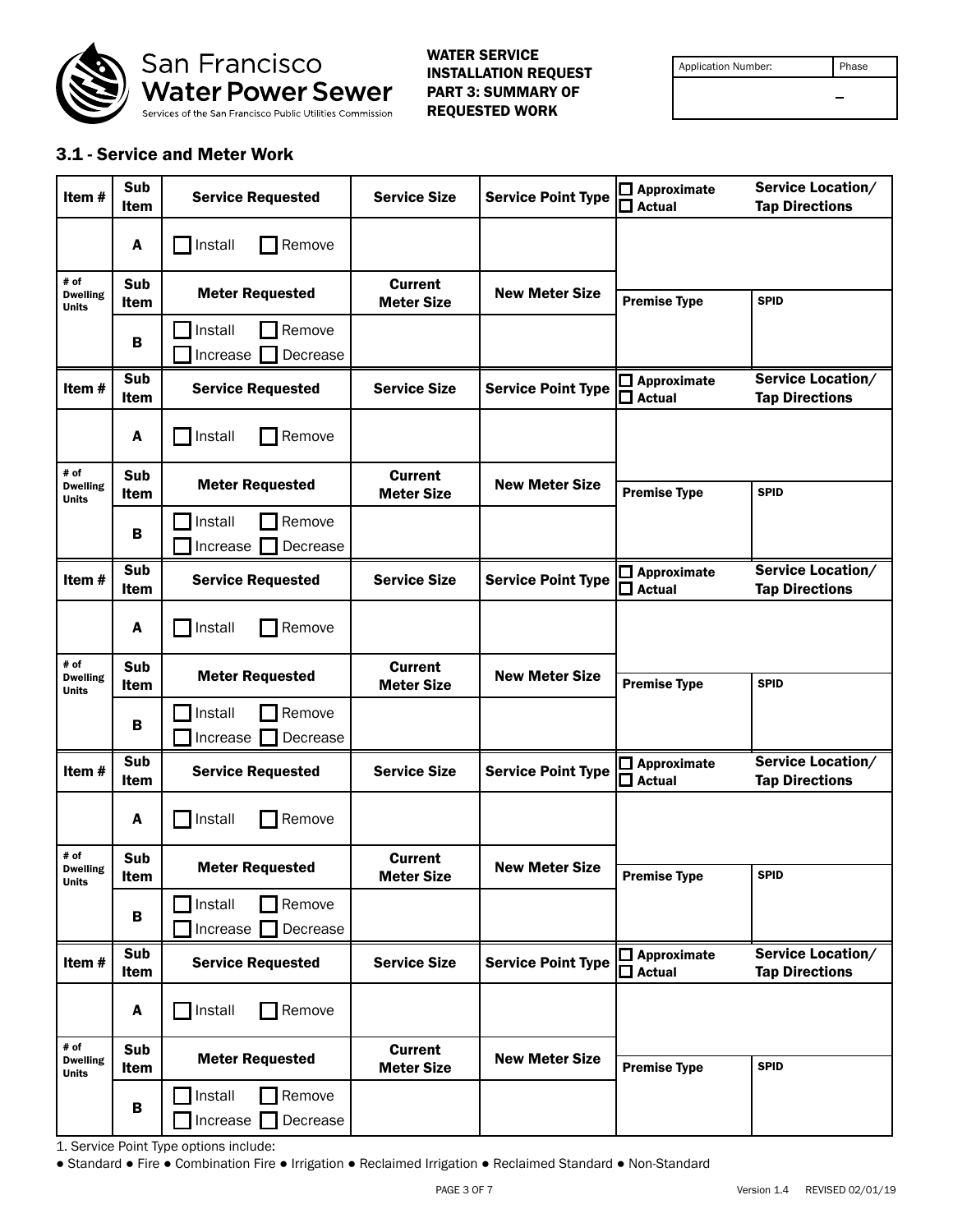San Francisco Water Power Sewer
Services of the San Francisco Public Utilities Commission

**WATER SERVICE INSTALLATION REQUEST PART 3: SUMMARY OF REQUESTED WORK**

| Application Number: | Phase |
|---|---|
| | – |

### 3.1 - Service and Meter Work

| Item # | Sub Item | Service Requested | Service Size | Service Point Type | ☐ Approximate ☐ Actual | Service Location/ Tap Directions |
|---|---|---|---|---|---|---|
| | A | ☐ Install ☐ Remove | | | | |
| # of Dwelling Units | Sub Item | Meter Requested | Current Meter Size | New Meter Size | Premise Type | SPID |
| | B | ☐ Install ☐ Remove ☐ Increase ☐ Decrease | | | | |
| Item # | Sub Item | Service Requested | Service Size | Service Point Type | ☐ Approximate ☐ Actual | Service Location/ Tap Directions |
| | A | ☐ Install ☐ Remove | | | | |
| # of Dwelling Units | Sub Item | Meter Requested | Current Meter Size | New Meter Size | Premise Type | SPID |
| | B | ☐ Install ☐ Remove ☐ Increase ☐ Decrease | | | | |
| Item # | Sub Item | Service Requested | Service Size | Service Point Type | ☐ Approximate ☐ Actual | Service Location/ Tap Directions |
| | A | ☐ Install ☐ Remove | | | | |
| # of Dwelling Units | Sub Item | Meter Requested | Current Meter Size | New Meter Size | Premise Type | SPID |
| | B | ☐ Install ☐ Remove ☐ Increase ☐ Decrease | | | | |
| Item # | Sub Item | Service Requested | Service Size | Service Point Type | ☐ Approximate ☐ Actual | Service Location/ Tap Directions |
| | A | ☐ Install ☐ Remove | | | | |
| # of Dwelling Units | Sub Item | Meter Requested | Current Meter Size | New Meter Size | Premise Type | SPID |
| | B | ☐ Install ☐ Remove ☐ Increase ☐ Decrease | | | | |
| Item # | Sub Item | Service Requested | Service Size | Service Point Type | ☐ Approximate ☐ Actual | Service Location/ Tap Directions |
| | A | ☐ Install ☐ Remove | | | | |
| # of Dwelling Units | Sub Item | Meter Requested | Current Meter Size | New Meter Size | Premise Type | SPID |
| | B | ☐ Install ☐ Remove ☐ Increase ☐ Decrease | | | | |

1. Service Point Type options include:

● Standard ● Fire ● Combination Fire ● Irrigation ● Reclaimed Irrigation ● Reclaimed Standard ● Non-Standard

Version 1.4 REVISED 02/01/19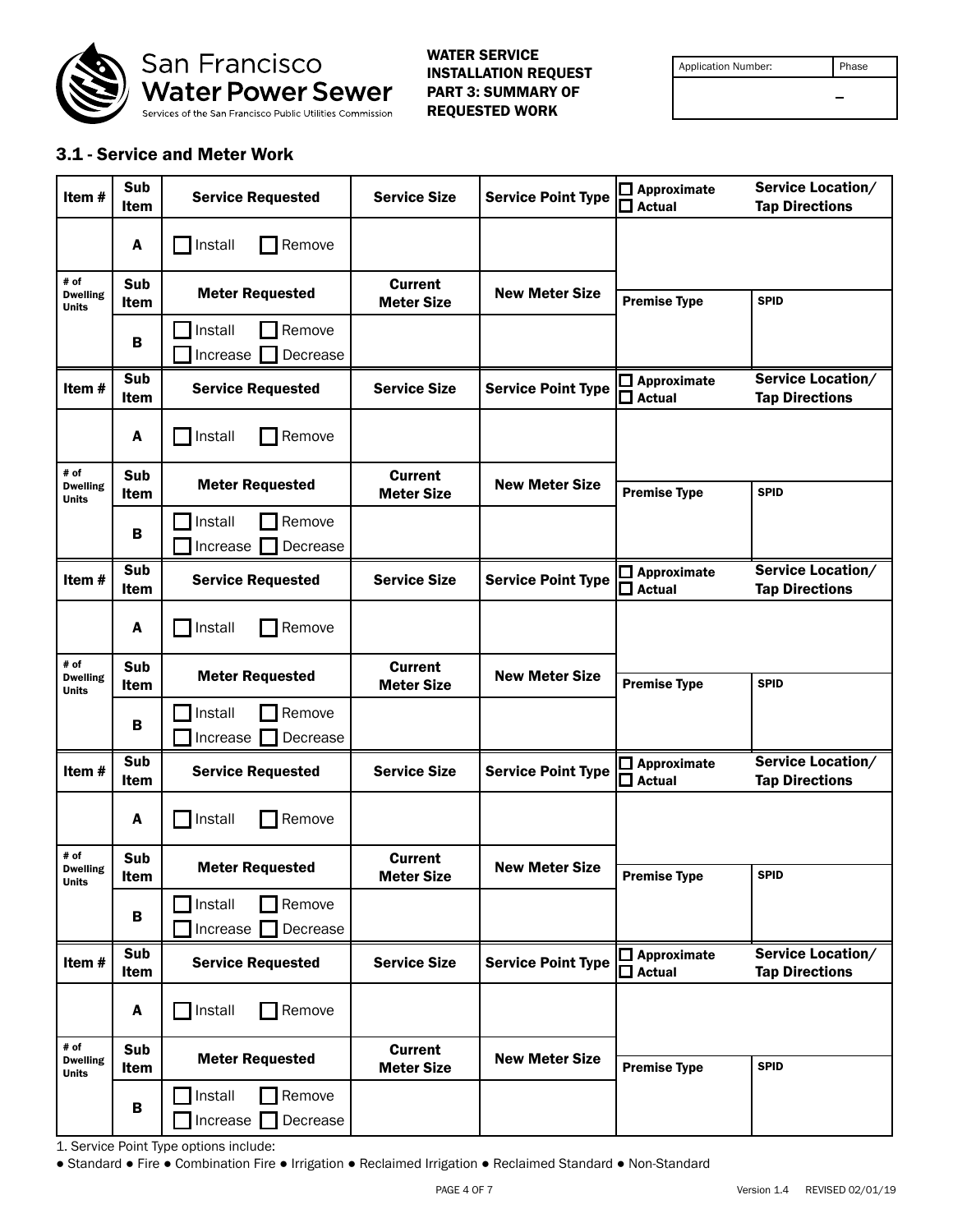San Francisco Water Power Sewer
Services of the San Francisco Public Utilities Commission

**WATER SERVICE INSTALLATION REQUEST PART 3: SUMMARY OF REQUESTED WORK**

| Application Number: | Phase |
|---|---|
| | – |

### 3.1 - Service and Meter Work

| Item # | Sub Item | Service Requested | Service Size | Service Point Type | ☐ Approximate ☐ Actual | Service Location/ Tap Directions |
|---|---|---|---|---|---|---|
| | A | ☐ Install ☐ Remove | | | | |
| # of Dwelling Units | Sub Item | Meter Requested | Current Meter Size | New Meter Size | Premise Type | SPID |
| | B | ☐ Install ☐ Remove ☐ Increase ☐ Decrease | | | | |

| Item # | Sub Item | Service Requested | Service Size | Service Point Type | ☐ Approximate ☐ Actual | Service Location/ Tap Directions |
|---|---|---|---|---|---|---|
| | A | ☐ Install ☐ Remove | | | | |
| # of Dwelling Units | Sub Item | Meter Requested | Current Meter Size | New Meter Size | Premise Type | SPID |
| | B | ☐ Install ☐ Remove ☐ Increase ☐ Decrease | | | | |

| Item # | Sub Item | Service Requested | Service Size | Service Point Type | ☐ Approximate ☐ Actual | Service Location/ Tap Directions |
|---|---|---|---|---|---|---|
| | A | ☐ Install ☐ Remove | | | | |
| # of Dwelling Units | Sub Item | Meter Requested | Current Meter Size | New Meter Size | Premise Type | SPID |
| | B | ☐ Install ☐ Remove ☐ Increase ☐ Decrease | | | | |

| Item # | Sub Item | Service Requested | Service Size | Service Point Type | ☐ Approximate ☐ Actual | Service Location/ Tap Directions |
|---|---|---|---|---|---|---|
| | A | ☐ Install ☐ Remove | | | | |
| # of Dwelling Units | Sub Item | Meter Requested | Current Meter Size | New Meter Size | Premise Type | SPID |
| | B | ☐ Install ☐ Remove ☐ Increase ☐ Decrease | | | | |

| Item # | Sub Item | Service Requested | Service Size | Service Point Type | ☐ Approximate ☐ Actual | Service Location/ Tap Directions |
|---|---|---|---|---|---|---|
| | A | ☐ Install ☐ Remove | | | | |
| # of Dwelling Units | Sub Item | Meter Requested | Current Meter Size | New Meter Size | Premise Type | SPID |
| | B | ☐ Install ☐ Remove ☐ Increase ☐ Decrease | | | | |

1. Service Point Type options include:

● Standard ● Fire ● Combination Fire ● Irrigation ● Reclaimed Irrigation ● Reclaimed Standard ● Non-Standard

Version 1.4 REVISED 02/01/19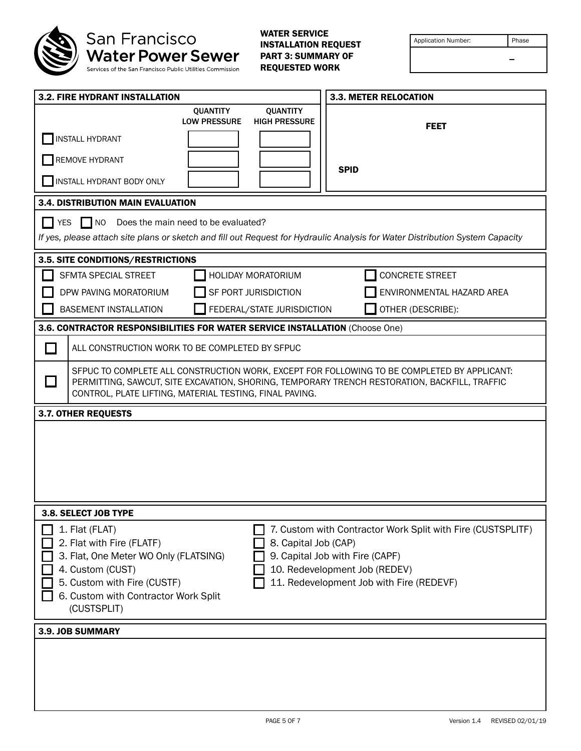San Francisco Water Power Sewer
Services of the San Francisco Public Utilities Commission

**WATER SERVICE INSTALLATION REQUEST PART 3: SUMMARY OF REQUESTED WORK**

| Application Number: | Phase |
|---|---|
| | – |

### 3.2. FIRE HYDRANT INSTALLATION

| | QUANTITY LOW PRESSURE | QUANTITY HIGH PRESSURE |
|---|---|---|
| ☐ INSTALL HYDRANT | | |
| ☐ REMOVE HYDRANT | | |
| ☐ INSTALL HYDRANT BODY ONLY | | |

### 3.3. METER RELOCATION

**FEET**

**SPID**

### 3.4. DISTRIBUTION MAIN EVALUATION

☐ YES ☐ NO Does the main need to be evaluated?

*If yes, please attach site plans or sketch and fill out Request for Hydraulic Analysis for Water Distribution System Capacity*

### 3.5. SITE CONDITIONS/RESTRICTIONS

| | | |
|---|---|---|
| ☐ SFMTA SPECIAL STREET | ☐ HOLIDAY MORATORIUM | ☐ CONCRETE STREET |
| ☐ DPW PAVING MORATORIUM | ☐ SF PORT JURISDICTION | ☐ ENVIRONMENTAL HAZARD AREA |
| ☐ BASEMENT INSTALLATION | ☐ FEDERAL/STATE JURISDICTION | ☐ OTHER (DESCRIBE): |

### 3.6. CONTRACTOR RESPONSIBILITIES FOR WATER SERVICE INSTALLATION (Choose One)

☐ ALL CONSTRUCTION WORK TO BE COMPLETED BY SFPUC

☐ SFPUC TO COMPLETE ALL CONSTRUCTION WORK, EXCEPT FOR FOLLOWING TO BE COMPLETED BY APPLICANT: PERMITTING, SAWCUT, SITE EXCAVATION, SHORING, TEMPORARY TRENCH RESTORATION, BACKFILL, TRAFFIC CONTROL, PLATE LIFTING, MATERIAL TESTING, FINAL PAVING.

### 3.7. OTHER REQUESTS

### 3.8. SELECT JOB TYPE

- ☐ 1. Flat (FLAT)
- ☐ 2. Flat with Fire (FLATF)
- ☐ 3. Flat, One Meter WO Only (FLATSING)
- ☐ 4. Custom (CUST)
- ☐ 5. Custom with Fire (CUSTF)
- ☐ 6. Custom with Contractor Work Split (CUSTSPLIT)
- ☐ 7. Custom with Contractor Work Split with Fire (CUSTSPLITF)
- ☐ 8. Capital Job (CAP)
- ☐ 9. Capital Job with Fire (CAPF)
- ☐ 10. Redevelopment Job (REDEV)
- ☐ 11. Redevelopment Job with Fire (REDEVF)

### 3.9. JOB SUMMARY

Version 1.4 REVISED 02/01/19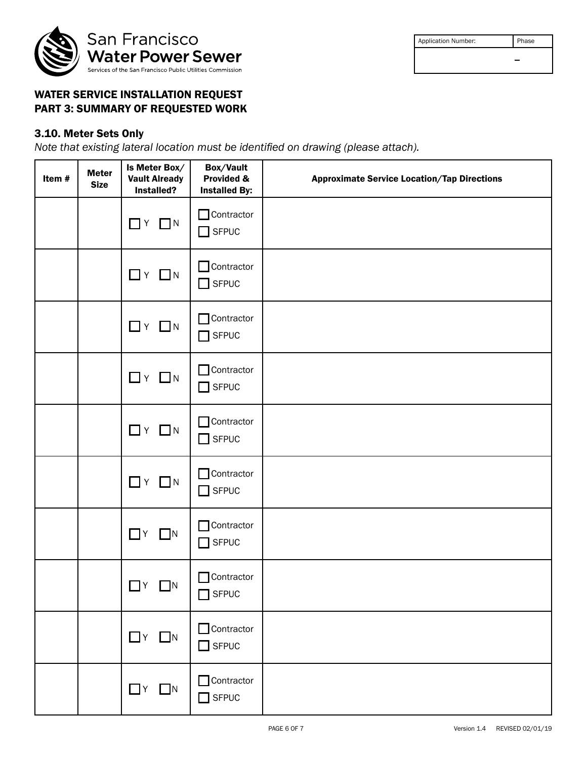San Francisco Water Power Sewer
Services of the San Francisco Public Utilities Commission

| Application Number: | Phase |
|---|---|
| | – |

## WATER SERVICE INSTALLATION REQUEST
## PART 3: SUMMARY OF REQUESTED WORK

### 3.10. Meter Sets Only

*Note that existing lateral location must be identified on drawing (please attach).*

| Item # | Meter Size | Is Meter Box/ Vault Already Installed? | Box/Vault Provided & Installed By: | Approximate Service Location/Tap Directions |
|---|---|---|---|---|
| | | ☐ Y ☐ N | ☐ Contractor ☐ SFPUC | |
| | | ☐ Y ☐ N | ☐ Contractor ☐ SFPUC | |
| | | ☐ Y ☐ N | ☐ Contractor ☐ SFPUC | |
| | | ☐ Y ☐ N | ☐ Contractor ☐ SFPUC | |
| | | ☐ Y ☐ N | ☐ Contractor ☐ SFPUC | |
| | | ☐ Y ☐ N | ☐ Contractor ☐ SFPUC | |
| | | ☐ Y ☐ N | ☐ Contractor ☐ SFPUC | |
| | | ☐ Y ☐ N | ☐ Contractor ☐ SFPUC | |
| | | ☐ Y ☐ N | ☐ Contractor ☐ SFPUC | |
| | | ☐ Y ☐ N | ☐ Contractor ☐ SFPUC | |

Version 1.4 REVISED 02/01/19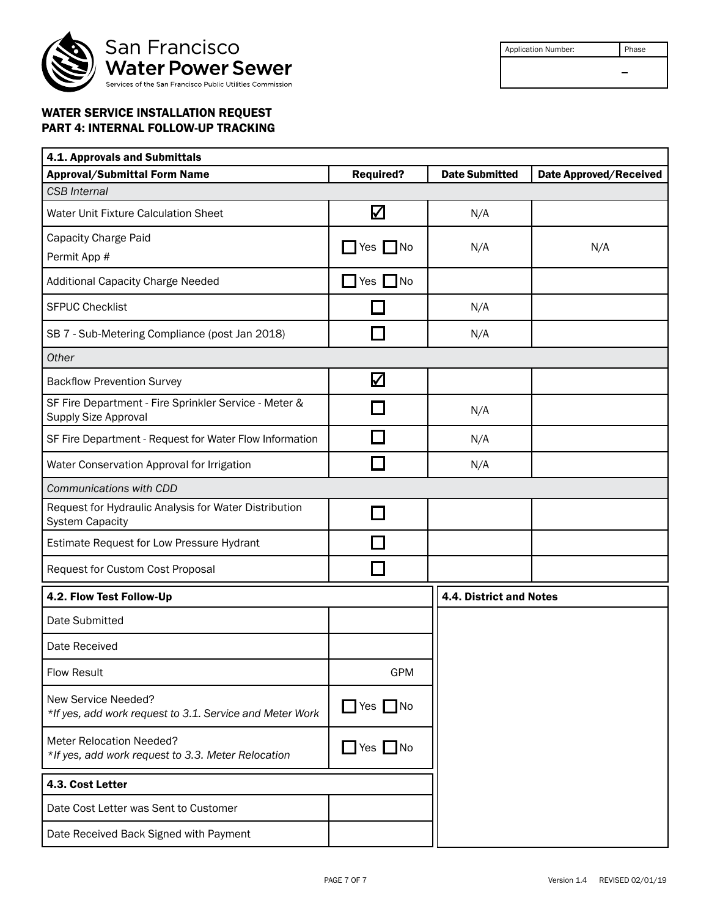San Francisco Water Power Sewer
Services of the San Francisco Public Utilities Commission

| Application Number: | Phase |
|---|---|
| | – |

## WATER SERVICE INSTALLATION REQUEST
## PART 4: INTERNAL FOLLOW-UP TRACKING

| 4.1. Approvals and Submittals | | | |
|---|---|---|---|
| **Approval/Submittal Form Name** | **Required?** | **Date Submitted** | **Date Approved/Received** |
| *CSB Internal* | | | |
| Water Unit Fixture Calculation Sheet | ☑ | N/A | |
| Capacity Charge Paid<br>Permit App # | ☐ Yes ☐ No | N/A | N/A |
| Additional Capacity Charge Needed | ☐ Yes ☐ No | | |
| SFPUC Checklist | ☐ | N/A | |
| SB 7 - Sub-Metering Compliance (post Jan 2018) | ☐ | N/A | |
| *Other* | | | |
| Backflow Prevention Survey | ☑ | | |
| SF Fire Department - Fire Sprinkler Service - Meter & Supply Size Approval | ☐ | N/A | |
| SF Fire Department - Request for Water Flow Information | ☐ | N/A | |
| Water Conservation Approval for Irrigation | ☐ | N/A | |
| *Communications with CDD* | | | |
| Request for Hydraulic Analysis for Water Distribution System Capacity | ☐ | | |
| Estimate Request for Low Pressure Hydrant | ☐ | | |
| Request for Custom Cost Proposal | ☐ | | |

| 4.2. Flow Test Follow-Up | |
|---|---|
| Date Submitted | |
| Date Received | |
| Flow Result | GPM |
| New Service Needed?<br>*\*If yes, add work request to 3.1. Service and Meter Work* | ☐ Yes ☐ No |
| Meter Relocation Needed?<br>*\*If yes, add work request to 3.3. Meter Relocation* | ☐ Yes ☐ No |

| 4.3. Cost Letter | |
|---|---|
| Date Cost Letter was Sent to Customer | |
| Date Received Back Signed with Payment | |

| 4.4. District and Notes |
|---|
| |